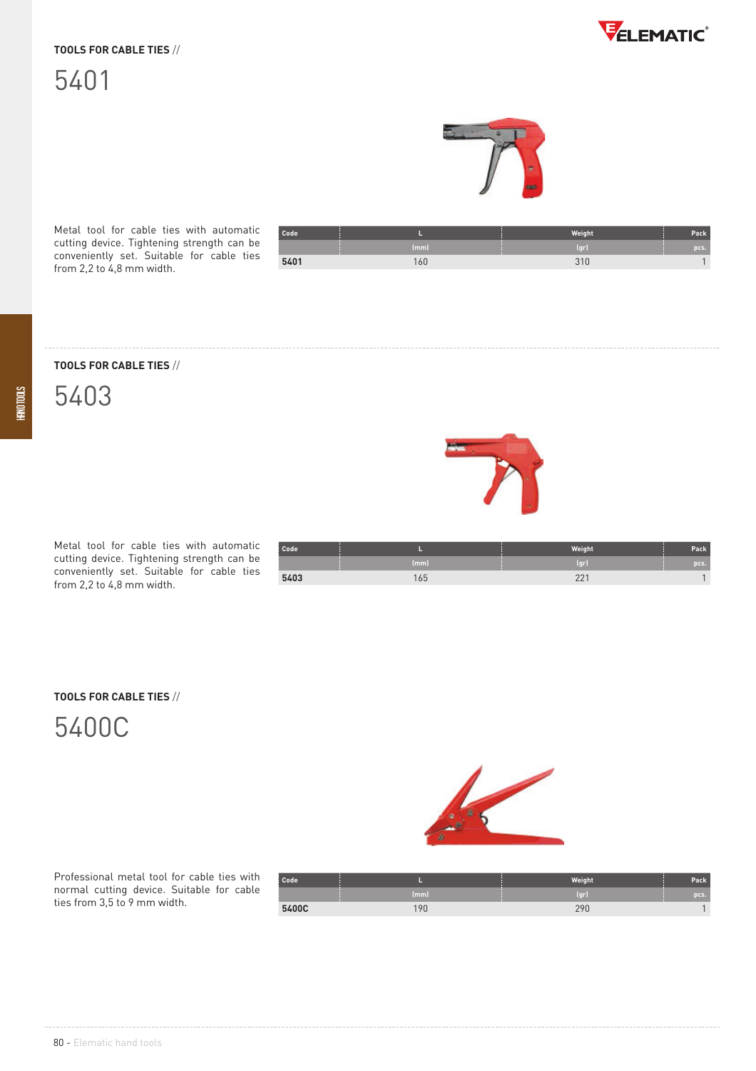TOOLS FOR CABLE TIES //

# 5401

Metal tool for cable ties with automatic cutting device. Tightening strength can be conveniently set. Suitable for cable ties from 2,2 to 4,8 mm width.

| Code | L | Weight | Pack |
|---|---|---|---|
| | (mm) | (gr) | pcs. |
| **5401** | 160 | 310 | 1 |

TOOLS FOR CABLE TIES //

# 5403

Metal tool for cable ties with automatic cutting device. Tightening strength can be conveniently set. Suitable for cable ties from 2,2 to 4,8 mm width.

| Code | L | Weight | Pack |
|---|---|---|---|
| | (mm) | (gr) | pcs. |
| **5403** | 165 | 221 | 1 |

TOOLS FOR CABLE TIES //

# 5400C

Professional metal tool for cable ties with normal cutting device. Suitable for cable ties from 3,5 to 9 mm width.

| Code | L | Weight | Pack |
|---|---|---|---|
| | (mm) | (gr) | pcs. |
| **5400C** | 190 | 290 | 1 |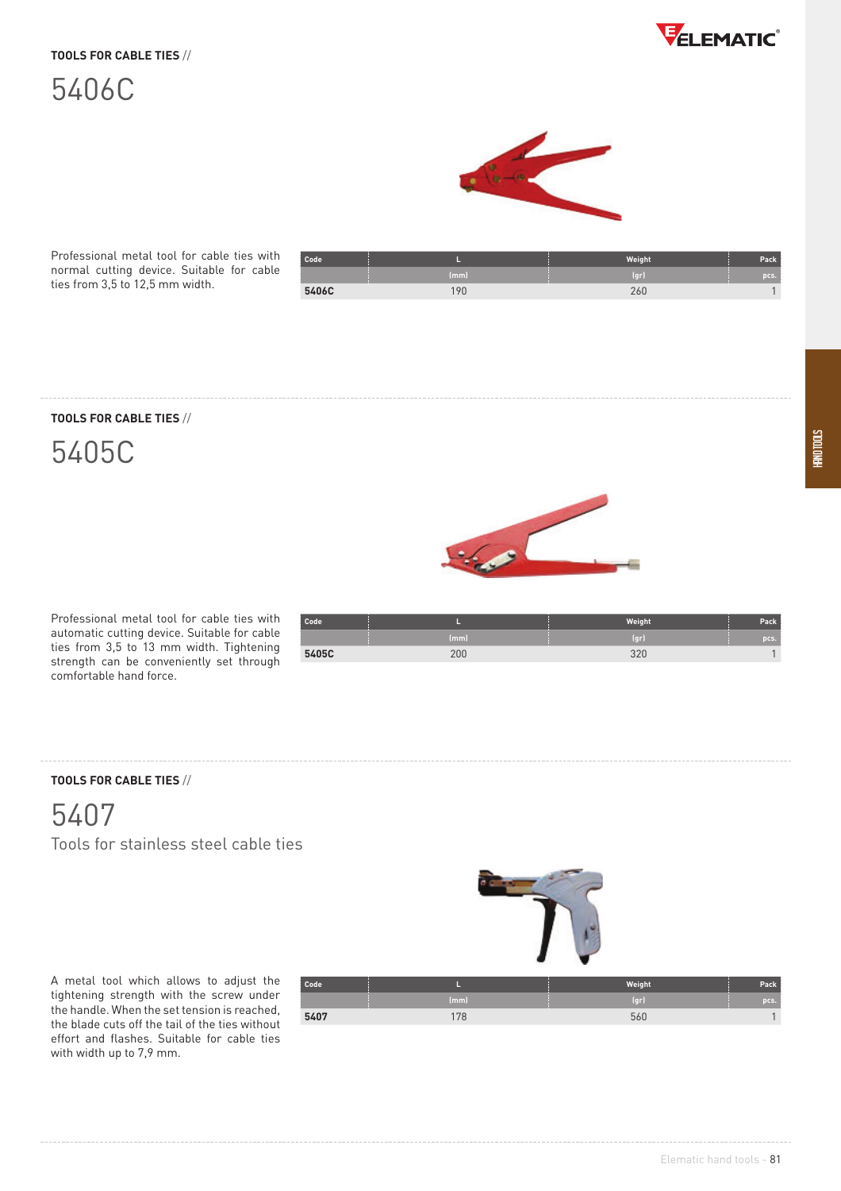TOOLS FOR CABLE TIES //

# 5406C

Professional metal tool for cable ties with normal cutting device. Suitable for cable ties from 3,5 to 12,5 mm width.

| Code | L | Weight | Pack |
|---|---|---|---|
| | (mm) | (gr) | pcs. |
| **5406C** | 190 | 260 | 1 |

TOOLS FOR CABLE TIES //

# 5405C

Professional metal tool for cable ties with automatic cutting device. Suitable for cable ties from 3,5 to 13 mm width. Tightening strength can be conveniently set through comfortable hand force.

| Code | L | Weight | Pack |
|---|---|---|---|
| | (mm) | (gr) | pcs. |
| **5405C** | 200 | 320 | 1 |

TOOLS FOR CABLE TIES //

# 5407

## Tools for stainless steel cable ties

A metal tool which allows to adjust the tightening strength with the screw under the handle. When the set tension is reached, the blade cuts off the tail of the ties without effort and flashes. Suitable for cable ties with width up to 7,9 mm.

| Code | L | Weight | Pack |
|---|---|---|---|
| | (mm) | (gr) | pcs. |
| **5407** | 178 | 560 | 1 |